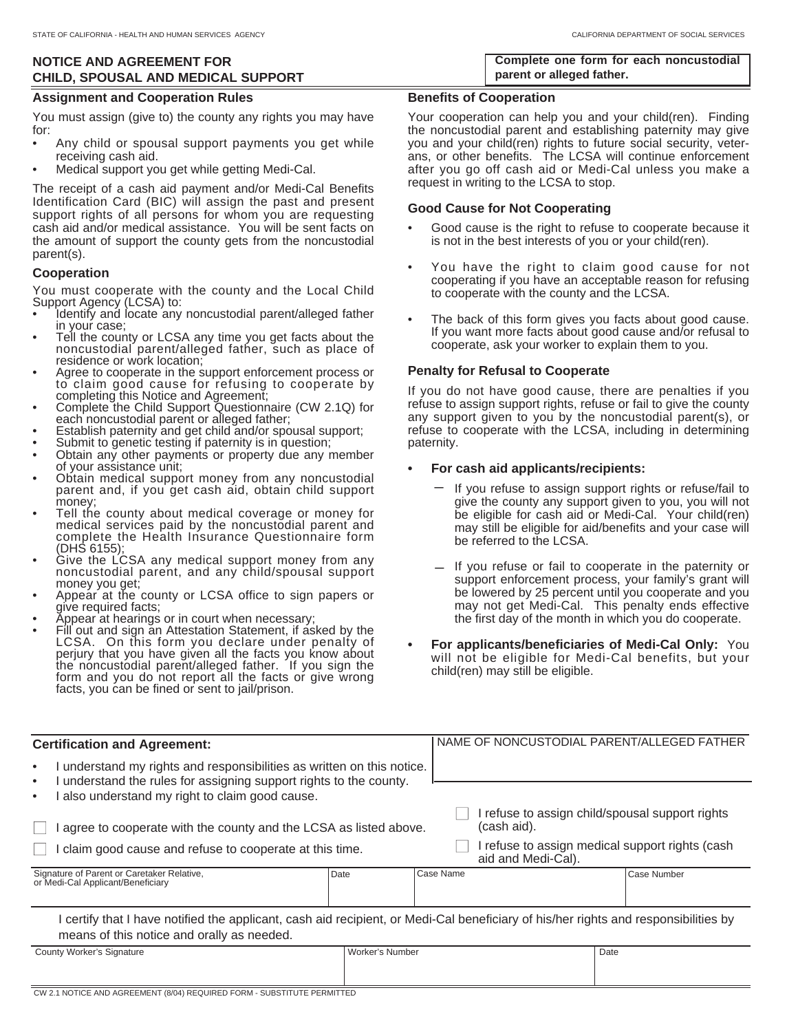STATE OF CALIFORNIA - HEALTH AND HUMAN SERVICES AGENCY

CALIFORNIA DEPARTMENT OF SOCIAL SERVICES

# NOTICE AND AGREEMENT FOR CHILD, SPOUSAL AND MEDICAL SUPPORT

**Complete one form for each noncustodial parent or alleged father.**

## Assignment and Cooperation Rules

You must assign (give to) the county any rights you may have for:

- Any child or spousal support payments you get while receiving cash aid.
- Medical support you get while getting Medi-Cal.

The receipt of a cash aid payment and/or Medi-Cal Benefits Identification Card (BIC) will assign the past and present support rights of all persons for whom you are requesting cash aid and/or medical assistance. You will be sent facts on the amount of support the county gets from the noncustodial parent(s).

## Cooperation

You must cooperate with the county and the Local Child Support Agency (LCSA) to:

- Identify and locate any noncustodial parent/alleged father in your case;
- Tell the county or LCSA any time you get facts about the noncustodial parent/alleged father, such as place of residence or work location;
- Agree to cooperate in the support enforcement process or to claim good cause for refusing to cooperate by completing this Notice and Agreement;
- Complete the Child Support Questionnaire (CW 2.1Q) for each noncustodial parent or alleged father;
- Establish paternity and get child and/or spousal support;
- Submit to genetic testing if paternity is in question;
- Obtain any other payments or property due any member of your assistance unit;
- Obtain medical support money from any noncustodial parent and, if you get cash aid, obtain child support money;
- Tell the county about medical coverage or money for medical services paid by the noncustodial parent and complete the Health Insurance Questionnaire form (DHS 6155);
- Give the LCSA any medical support money from any noncustodial parent, and any child/spousal support money you get;
- Appear at the county or LCSA office to sign papers or give required facts;
- Appear at hearings or in court when necessary;
- Fill out and sign an Attestation Statement, if asked by the LCSA. On this form you declare under penalty of perjury that you have given all the facts you know about the noncustodial parent/alleged father. If you sign the form and you do not report all the facts or give wrong facts, you can be fined or sent to jail/prison.

## Benefits of Cooperation

Your cooperation can help you and your child(ren). Finding the noncustodial parent and establishing paternity may give you and your child(ren) rights to future social security, veterans, or other benefits. The LCSA will continue enforcement after you go off cash aid or Medi-Cal unless you make a request in writing to the LCSA to stop.

## Good Cause for Not Cooperating

- Good cause is the right to refuse to cooperate because it is not in the best interests of you or your child(ren).
- You have the right to claim good cause for not cooperating if you have an acceptable reason for refusing to cooperate with the county and the LCSA.
- The back of this form gives you facts about good cause. If you want more facts about good cause and/or refusal to cooperate, ask your worker to explain them to you.

## Penalty for Refusal to Cooperate

If you do not have good cause, there are penalties if you refuse to assign support rights, refuse or fail to give the county any support given to you by the noncustodial parent(s), or refuse to cooperate with the LCSA, including in determining paternity.

- **For cash aid applicants/recipients:**
  - If you refuse to assign support rights or refuse/fail to give the county any support given to you, you will not be eligible for cash aid or Medi-Cal. Your child(ren) may still be eligible for aid/benefits and your case will be referred to the LCSA.
  - If you refuse or fail to cooperate in the paternity or support enforcement process, your family's grant will be lowered by 25 percent until you cooperate and you may not get Medi-Cal. This penalty ends effective the first day of the month in which you do cooperate.
- **For applicants/beneficiaries of Medi-Cal Only:** You will not be eligible for Medi-Cal benefits, but your child(ren) may still be eligible.

## Certification and Agreement:

- I understand my rights and responsibilities as written on this notice.
- I understand the rules for assigning support rights to the county.
- I also understand my right to claim good cause.

☐ I agree to cooperate with the county and the LCSA as listed above.

☐ I claim good cause and refuse to cooperate at this time.

NAME OF NONCUSTODIAL PARENT/ALLEGED FATHER

☐ I refuse to assign child/spousal support rights (cash aid).

☐ I refuse to assign medical support rights (cash aid and Medi-Cal).

| Signature of Parent or Caretaker Relative, or Medi-Cal Applicant/Beneficiary | Date | Case Name | Case Number |
|---|---|---|---|
| | | | |

I certify that I have notified the applicant, cash aid recipient, or Medi-Cal beneficiary of his/her rights and responsibilities by means of this notice and orally as needed.

| County Worker's Signature | Worker's Number | Date |
|---|---|---|
| | | |

CW 2.1 NOTICE AND AGREEMENT (8/04) REQUIRED FORM - SUBSTITUTE PERMITTED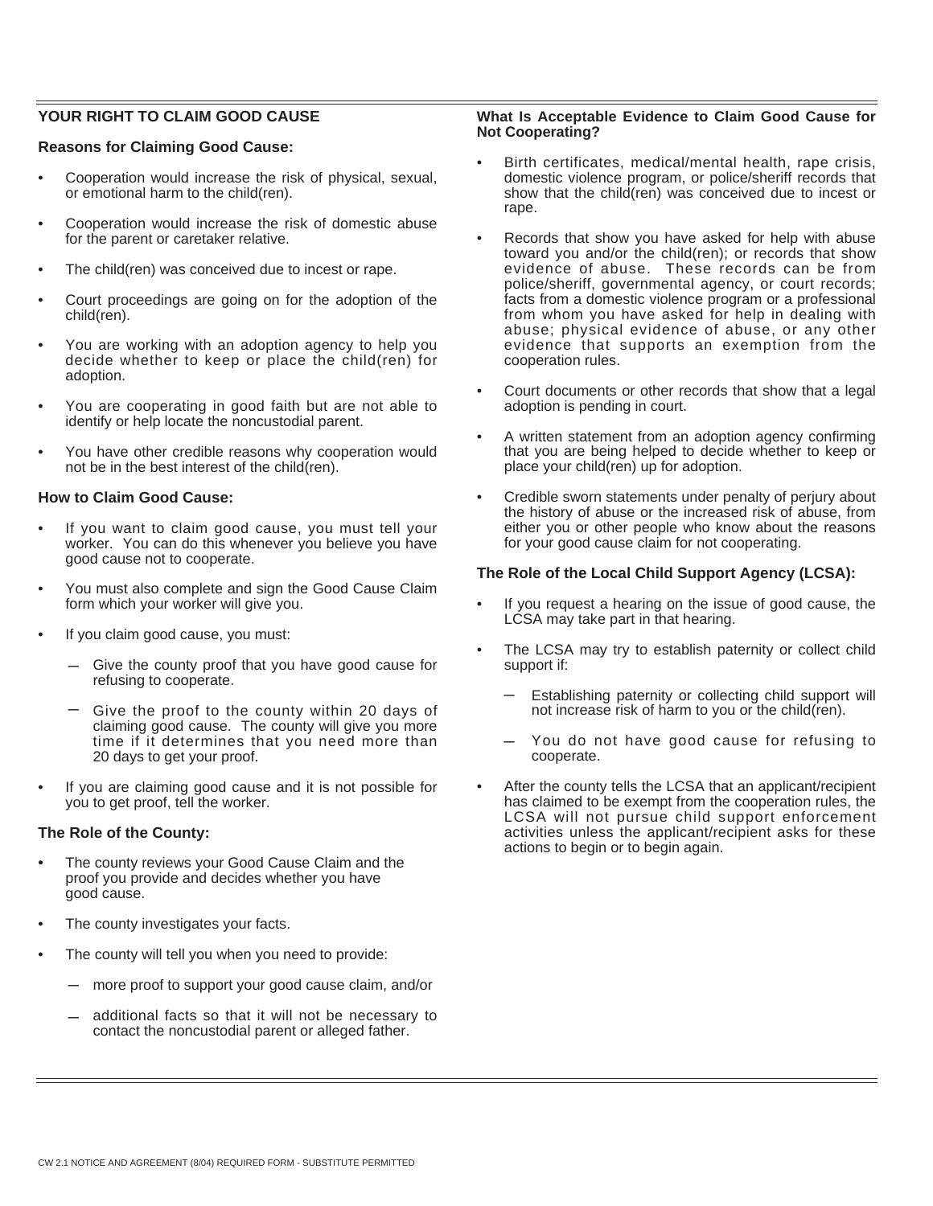## YOUR RIGHT TO CLAIM GOOD CAUSE

### Reasons for Claiming Good Cause:

- Cooperation would increase the risk of physical, sexual, or emotional harm to the child(ren).
- Cooperation would increase the risk of domestic abuse for the parent or caretaker relative.
- The child(ren) was conceived due to incest or rape.
- Court proceedings are going on for the adoption of the child(ren).
- You are working with an adoption agency to help you decide whether to keep or place the child(ren) for adoption.
- You are cooperating in good faith but are not able to identify or help locate the noncustodial parent.
- You have other credible reasons why cooperation would not be in the best interest of the child(ren).

### How to Claim Good Cause:

- If you want to claim good cause, you must tell your worker. You can do this whenever you believe you have good cause not to cooperate.
- You must also complete and sign the Good Cause Claim form which your worker will give you.
- If you claim good cause, you must:
  - Give the county proof that you have good cause for refusing to cooperate.
  - Give the proof to the county within 20 days of claiming good cause. The county will give you more time if it determines that you need more than 20 days to get your proof.
- If you are claiming good cause and it is not possible for you to get proof, tell the worker.

### The Role of the County:

- The county reviews your Good Cause Claim and the proof you provide and decides whether you have good cause.
- The county investigates your facts.
- The county will tell you when you need to provide:
  - more proof to support your good cause claim, and/or
  - additional facts so that it will not be necessary to contact the noncustodial parent or alleged father.

### What Is Acceptable Evidence to Claim Good Cause for Not Cooperating?

- Birth certificates, medical/mental health, rape crisis, domestic violence program, or police/sheriff records that show that the child(ren) was conceived due to incest or rape.
- Records that show you have asked for help with abuse toward you and/or the child(ren); or records that show evidence of abuse. These records can be from police/sheriff, governmental agency, or court records; facts from a domestic violence program or a professional from whom you have asked for help in dealing with abuse; physical evidence of abuse, or any other evidence that supports an exemption from the cooperation rules.
- Court documents or other records that show that a legal adoption is pending in court.
- A written statement from an adoption agency confirming that you are being helped to decide whether to keep or place your child(ren) up for adoption.
- Credible sworn statements under penalty of perjury about the history of abuse or the increased risk of abuse, from either you or other people who know about the reasons for your good cause claim for not cooperating.

### The Role of the Local Child Support Agency (LCSA):

- If you request a hearing on the issue of good cause, the LCSA may take part in that hearing.
- The LCSA may try to establish paternity or collect child support if:
  - Establishing paternity or collecting child support will not increase risk of harm to you or the child(ren).
  - You do not have good cause for refusing to cooperate.
- After the county tells the LCSA that an applicant/recipient has claimed to be exempt from the cooperation rules, the LCSA will not pursue child support enforcement activities unless the applicant/recipient asks for these actions to begin or to begin again.

CW 2.1 NOTICE AND AGREEMENT (8/04) REQUIRED FORM - SUBSTITUTE PERMITTED